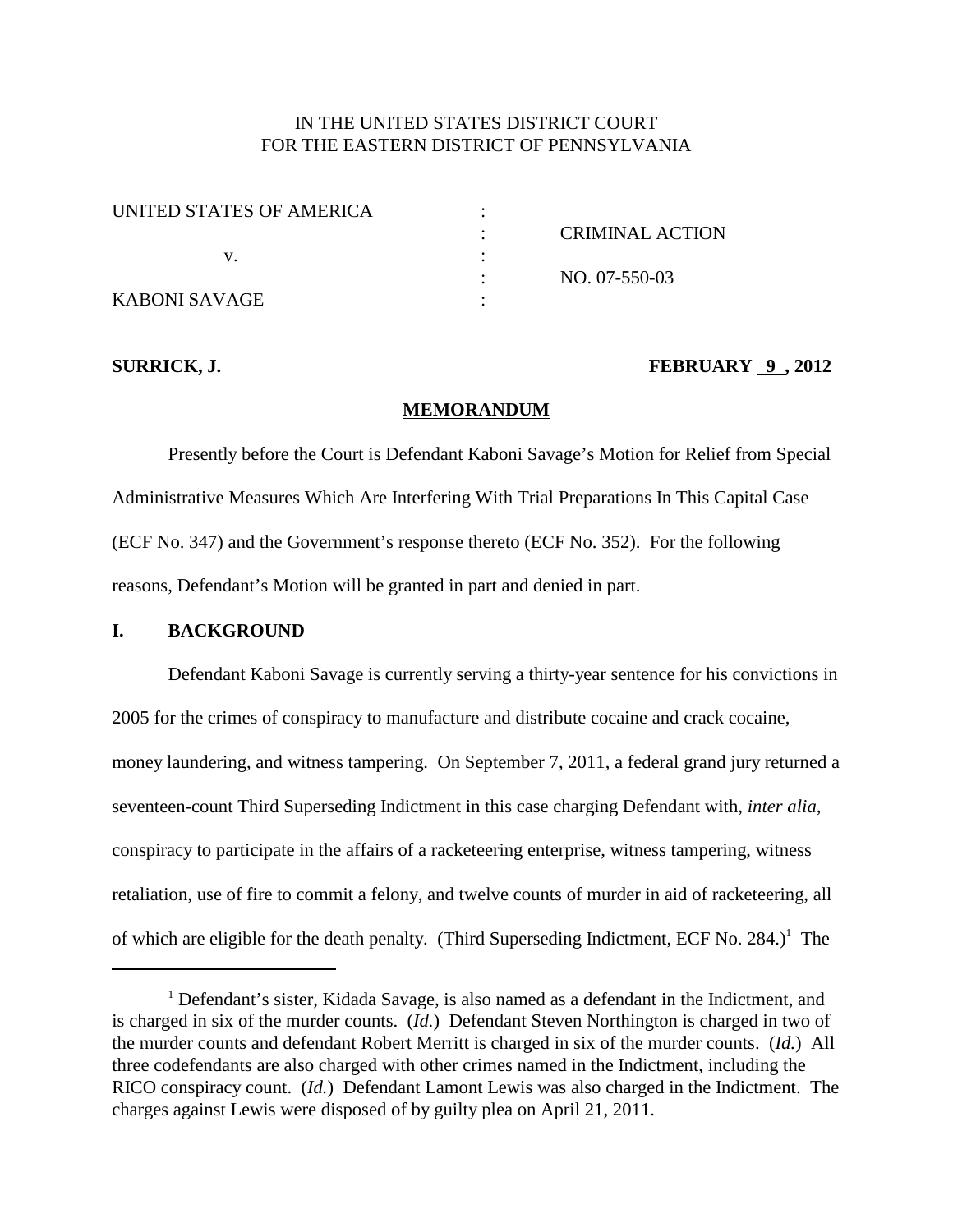IN THE UNITED STATES DISTRICT COURT
FOR THE EASTERN DISTRICT OF PENNSYLVANIA

| | | |
|---|---|---|
| UNITED STATES OF AMERICA | : | |
| | : | CRIMINAL ACTION |
| v. | : | |
| | : | NO. 07-550-03 |
| KABONI SAVAGE | : | |

**SURRICK, J.** **FEBRUARY 9, 2012**

**MEMORANDUM**

Presently before the Court is Defendant Kaboni Savage's Motion for Relief from Special Administrative Measures Which Are Interfering With Trial Preparations In This Capital Case (ECF No. 347) and the Government's response thereto (ECF No. 352). For the following reasons, Defendant's Motion will be granted in part and denied in part.

## I. BACKGROUND

Defendant Kaboni Savage is currently serving a thirty-year sentence for his convictions in 2005 for the crimes of conspiracy to manufacture and distribute cocaine and crack cocaine, money laundering, and witness tampering. On September 7, 2011, a federal grand jury returned a seventeen-count Third Superseding Indictment in this case charging Defendant with, *inter alia*, conspiracy to participate in the affairs of a racketeering enterprise, witness tampering, witness retaliation, use of fire to commit a felony, and twelve counts of murder in aid of racketeering, all of which are eligible for the death penalty. (Third Superseding Indictment, ECF No. 284.)[1] The

[1] Defendant's sister, Kidada Savage, is also named as a defendant in the Indictment, and is charged in six of the murder counts. (*Id.*) Defendant Steven Northington is charged in two of the murder counts and defendant Robert Merritt is charged in six of the murder counts. (*Id.*) All three codefendants are also charged with other crimes named in the Indictment, including the RICO conspiracy count. (*Id.*) Defendant Lamont Lewis was also charged in the Indictment. The charges against Lewis were disposed of by guilty plea on April 21, 2011.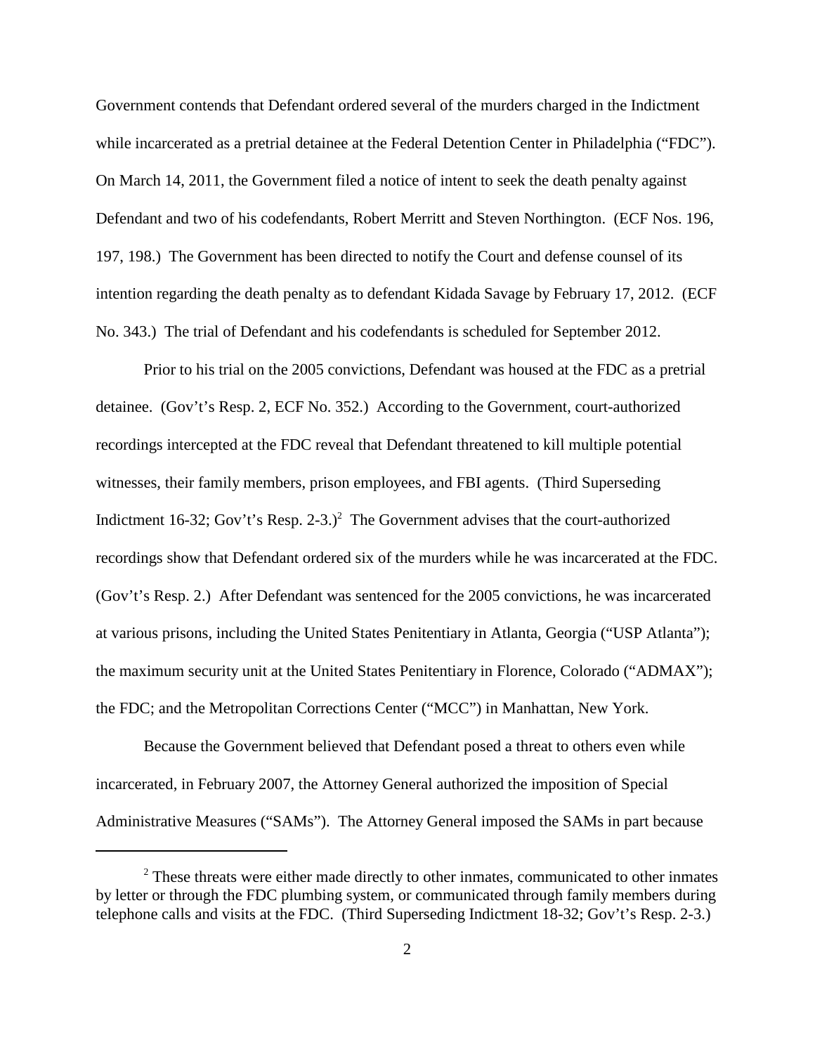Government contends that Defendant ordered several of the murders charged in the Indictment while incarcerated as a pretrial detainee at the Federal Detention Center in Philadelphia ("FDC"). On March 14, 2011, the Government filed a notice of intent to seek the death penalty against Defendant and two of his codefendants, Robert Merritt and Steven Northington. (ECF Nos. 196, 197, 198.) The Government has been directed to notify the Court and defense counsel of its intention regarding the death penalty as to defendant Kidada Savage by February 17, 2012. (ECF No. 343.) The trial of Defendant and his codefendants is scheduled for September 2012.

Prior to his trial on the 2005 convictions, Defendant was housed at the FDC as a pretrial detainee. (Gov't's Resp. 2, ECF No. 352.) According to the Government, court-authorized recordings intercepted at the FDC reveal that Defendant threatened to kill multiple potential witnesses, their family members, prison employees, and FBI agents. (Third Superseding Indictment 16-32; Gov't's Resp. 2-3.)[2] The Government advises that the court-authorized recordings show that Defendant ordered six of the murders while he was incarcerated at the FDC. (Gov't's Resp. 2.) After Defendant was sentenced for the 2005 convictions, he was incarcerated at various prisons, including the United States Penitentiary in Atlanta, Georgia ("USP Atlanta"); the maximum security unit at the United States Penitentiary in Florence, Colorado ("ADMAX"); the FDC; and the Metropolitan Corrections Center ("MCC") in Manhattan, New York.

Because the Government believed that Defendant posed a threat to others even while incarcerated, in February 2007, the Attorney General authorized the imposition of Special Administrative Measures ("SAMs"). The Attorney General imposed the SAMs in part because

---

[2] These threats were either made directly to other inmates, communicated to other inmates by letter or through the FDC plumbing system, or communicated through family members during telephone calls and visits at the FDC. (Third Superseding Indictment 18-32; Gov't's Resp. 2-3.)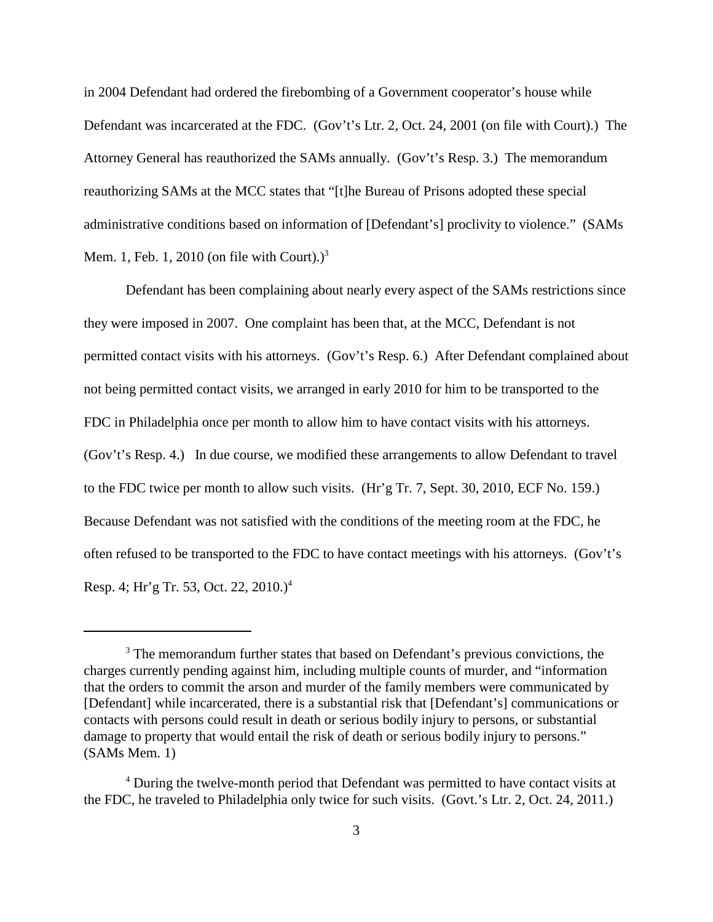in 2004 Defendant had ordered the firebombing of a Government cooperator's house while Defendant was incarcerated at the FDC. (Gov't's Ltr. 2, Oct. 24, 2001 (on file with Court).) The Attorney General has reauthorized the SAMs annually. (Gov't's Resp. 3.) The memorandum reauthorizing SAMs at the MCC states that "[t]he Bureau of Prisons adopted these special administrative conditions based on information of [Defendant's] proclivity to violence." (SAMs Mem. 1, Feb. 1, 2010 (on file with Court).)[3]

Defendant has been complaining about nearly every aspect of the SAMs restrictions since they were imposed in 2007. One complaint has been that, at the MCC, Defendant is not permitted contact visits with his attorneys. (Gov't's Resp. 6.) After Defendant complained about not being permitted contact visits, we arranged in early 2010 for him to be transported to the FDC in Philadelphia once per month to allow him to have contact visits with his attorneys. (Gov't's Resp. 4.) In due course, we modified these arrangements to allow Defendant to travel to the FDC twice per month to allow such visits. (Hr'g Tr. 7, Sept. 30, 2010, ECF No. 159.) Because Defendant was not satisfied with the conditions of the meeting room at the FDC, he often refused to be transported to the FDC to have contact meetings with his attorneys. (Gov't's Resp. 4; Hr'g Tr. 53, Oct. 22, 2010.)[4]

---

[3] The memorandum further states that based on Defendant's previous convictions, the charges currently pending against him, including multiple counts of murder, and "information that the orders to commit the arson and murder of the family members were communicated by [Defendant] while incarcerated, there is a substantial risk that [Defendant's] communications or contacts with persons could result in death or serious bodily injury to persons, or substantial damage to property that would entail the risk of death or serious bodily injury to persons." (SAMs Mem. 1)

[4] During the twelve-month period that Defendant was permitted to have contact visits at the FDC, he traveled to Philadelphia only twice for such visits. (Govt.'s Ltr. 2, Oct. 24, 2011.)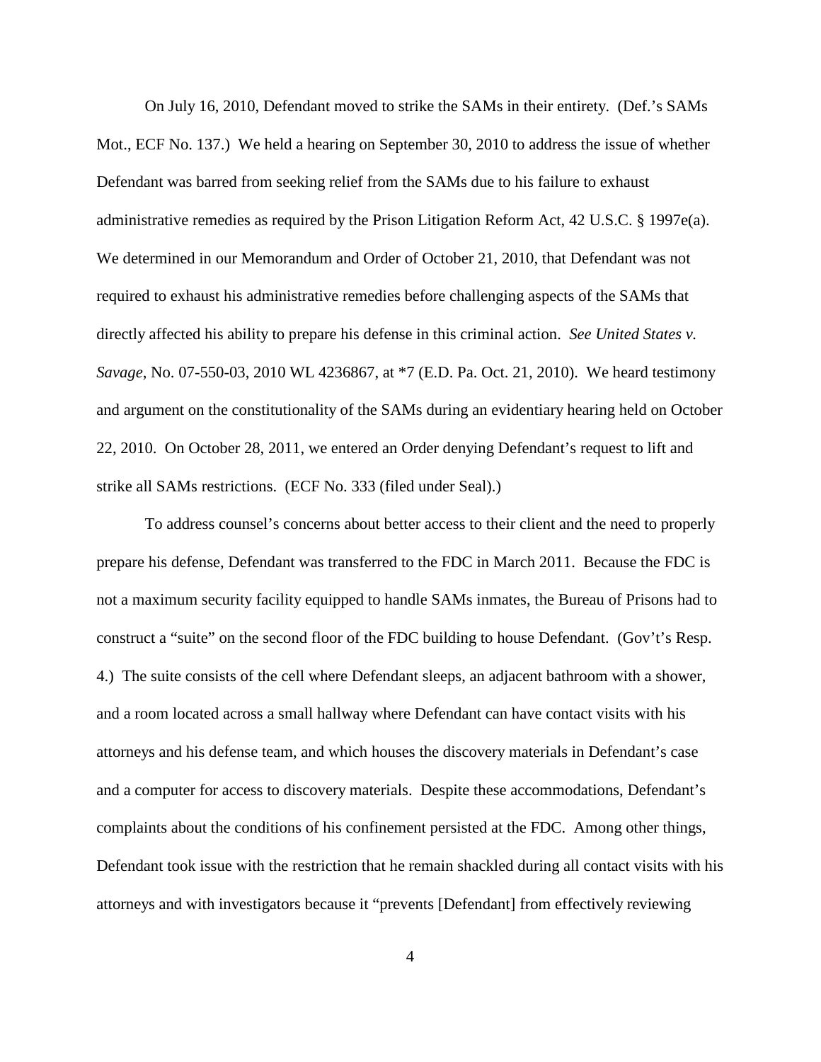On July 16, 2010, Defendant moved to strike the SAMs in their entirety. (Def.'s SAMs Mot., ECF No. 137.) We held a hearing on September 30, 2010 to address the issue of whether Defendant was barred from seeking relief from the SAMs due to his failure to exhaust administrative remedies as required by the Prison Litigation Reform Act, 42 U.S.C. § 1997e(a). We determined in our Memorandum and Order of October 21, 2010, that Defendant was not required to exhaust his administrative remedies before challenging aspects of the SAMs that directly affected his ability to prepare his defense in this criminal action. *See United States v. Savage*, No. 07-550-03, 2010 WL 4236867, at *7 (E.D. Pa. Oct. 21, 2010). We heard testimony and argument on the constitutionality of the SAMs during an evidentiary hearing held on October 22, 2010. On October 28, 2011, we entered an Order denying Defendant's request to lift and strike all SAMs restrictions. (ECF No. 333 (filed under Seal).)

To address counsel's concerns about better access to their client and the need to properly prepare his defense, Defendant was transferred to the FDC in March 2011. Because the FDC is not a maximum security facility equipped to handle SAMs inmates, the Bureau of Prisons had to construct a "suite" on the second floor of the FDC building to house Defendant. (Gov't's Resp. 4.) The suite consists of the cell where Defendant sleeps, an adjacent bathroom with a shower, and a room located across a small hallway where Defendant can have contact visits with his attorneys and his defense team, and which houses the discovery materials in Defendant's case and a computer for access to discovery materials. Despite these accommodations, Defendant's complaints about the conditions of his confinement persisted at the FDC. Among other things, Defendant took issue with the restriction that he remain shackled during all contact visits with his attorneys and with investigators because it "prevents [Defendant] from effectively reviewing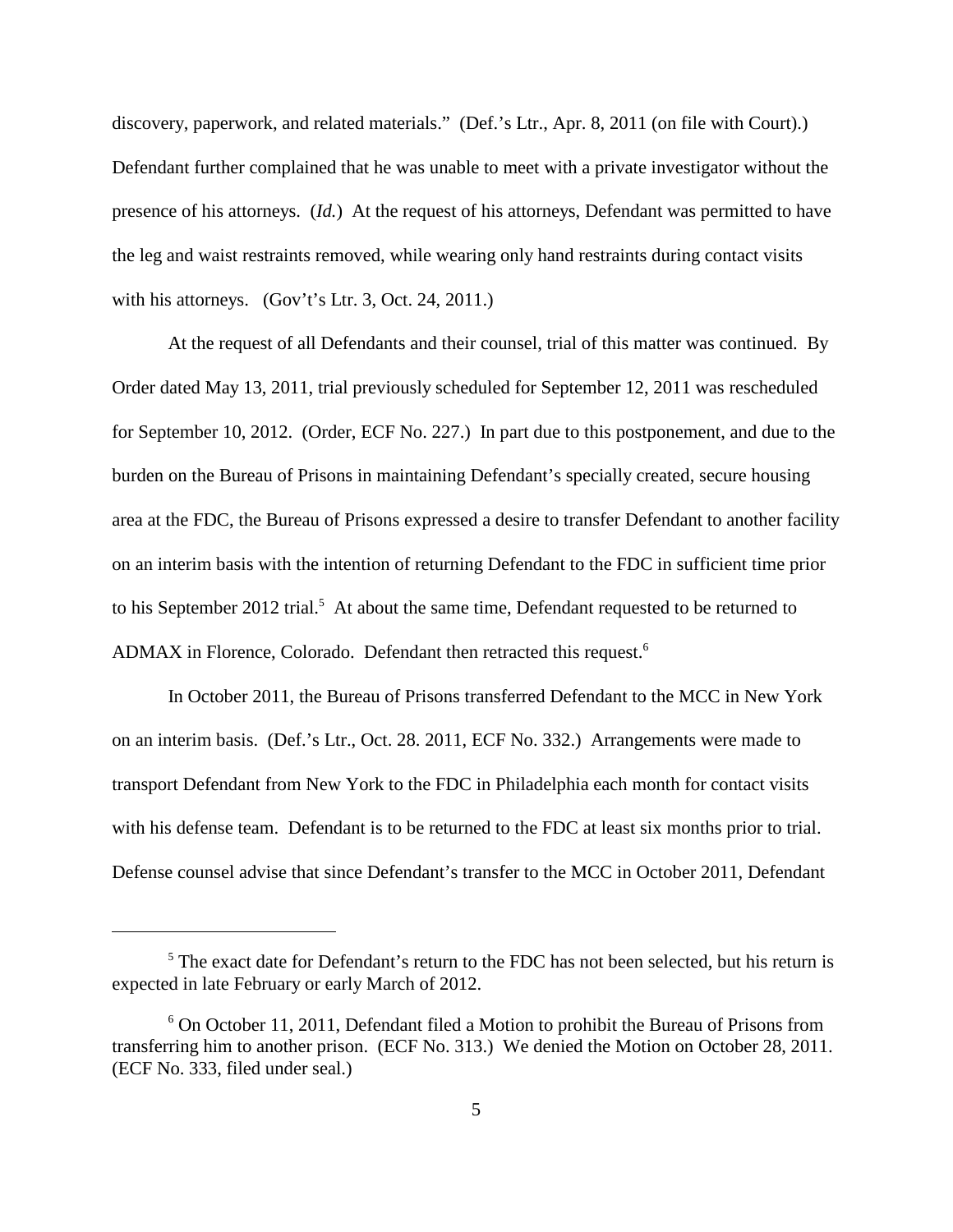discovery, paperwork, and related materials." (Def.'s Ltr., Apr. 8, 2011 (on file with Court).) Defendant further complained that he was unable to meet with a private investigator without the presence of his attorneys. (*Id.*) At the request of his attorneys, Defendant was permitted to have the leg and waist restraints removed, while wearing only hand restraints during contact visits with his attorneys. (Gov't's Ltr. 3, Oct. 24, 2011.)

At the request of all Defendants and their counsel, trial of this matter was continued. By Order dated May 13, 2011, trial previously scheduled for September 12, 2011 was rescheduled for September 10, 2012. (Order, ECF No. 227.) In part due to this postponement, and due to the burden on the Bureau of Prisons in maintaining Defendant's specially created, secure housing area at the FDC, the Bureau of Prisons expressed a desire to transfer Defendant to another facility on an interim basis with the intention of returning Defendant to the FDC in sufficient time prior to his September 2012 trial.[5] At about the same time, Defendant requested to be returned to ADMAX in Florence, Colorado. Defendant then retracted this request.[6]

In October 2011, the Bureau of Prisons transferred Defendant to the MCC in New York on an interim basis. (Def.'s Ltr., Oct. 28. 2011, ECF No. 332.) Arrangements were made to transport Defendant from New York to the FDC in Philadelphia each month for contact visits with his defense team. Defendant is to be returned to the FDC at least six months prior to trial. Defense counsel advise that since Defendant's transfer to the MCC in October 2011, Defendant

---

[5] The exact date for Defendant's return to the FDC has not been selected, but his return is expected in late February or early March of 2012.

[6] On October 11, 2011, Defendant filed a Motion to prohibit the Bureau of Prisons from transferring him to another prison. (ECF No. 313.) We denied the Motion on October 28, 2011. (ECF No. 333, filed under seal.)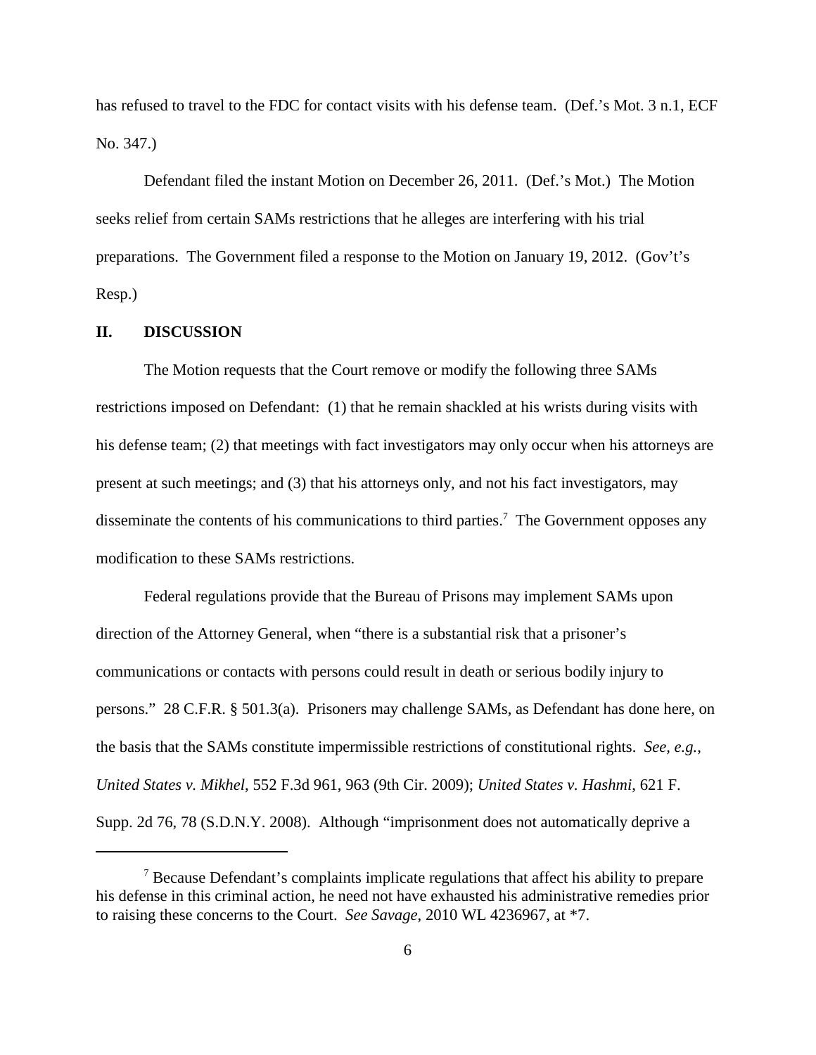has refused to travel to the FDC for contact visits with his defense team. (Def.'s Mot. 3 n.1, ECF No. 347.)

Defendant filed the instant Motion on December 26, 2011. (Def.'s Mot.) The Motion seeks relief from certain SAMs restrictions that he alleges are interfering with his trial preparations. The Government filed a response to the Motion on January 19, 2012. (Gov't's Resp.)

## II. DISCUSSION

The Motion requests that the Court remove or modify the following three SAMs restrictions imposed on Defendant: (1) that he remain shackled at his wrists during visits with his defense team; (2) that meetings with fact investigators may only occur when his attorneys are present at such meetings; and (3) that his attorneys only, and not his fact investigators, may disseminate the contents of his communications to third parties.[7] The Government opposes any modification to these SAMs restrictions.

Federal regulations provide that the Bureau of Prisons may implement SAMs upon direction of the Attorney General, when "there is a substantial risk that a prisoner's communications or contacts with persons could result in death or serious bodily injury to persons." 28 C.F.R. § 501.3(a). Prisoners may challenge SAMs, as Defendant has done here, on the basis that the SAMs constitute impermissible restrictions of constitutional rights. *See, e.g.*, *United States v. Mikhel*, 552 F.3d 961, 963 (9th Cir. 2009); *United States v. Hashmi*, 621 F. Supp. 2d 76, 78 (S.D.N.Y. 2008). Although "imprisonment does not automatically deprive a

---

[7] Because Defendant's complaints implicate regulations that affect his ability to prepare his defense in this criminal action, he need not have exhausted his administrative remedies prior to raising these concerns to the Court. *See Savage*, 2010 WL 4236967, at *7.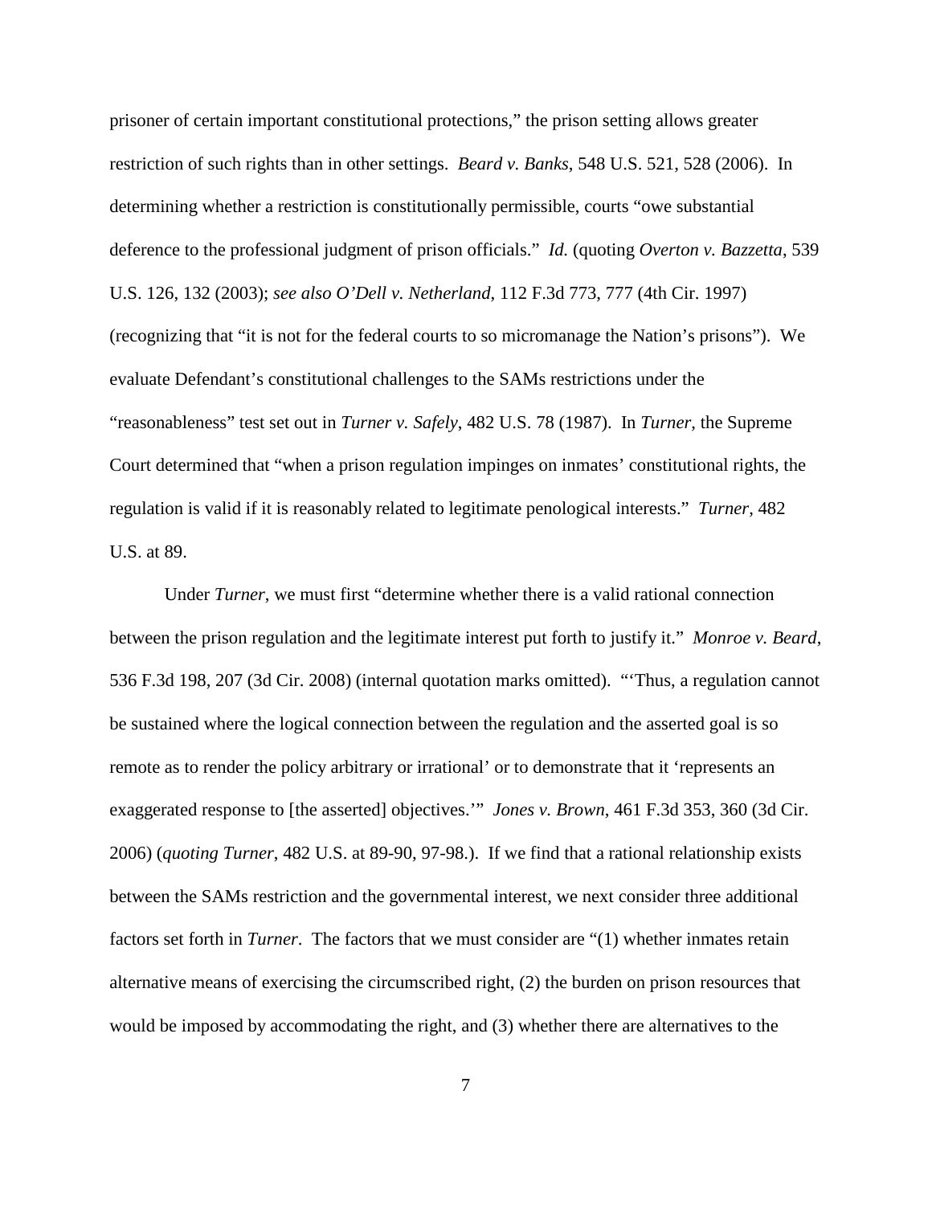prisoner of certain important constitutional protections," the prison setting allows greater restriction of such rights than in other settings. *Beard v. Banks*, 548 U.S. 521, 528 (2006). In determining whether a restriction is constitutionally permissible, courts "owe substantial deference to the professional judgment of prison officials." *Id.* (quoting *Overton v. Bazzetta*, 539 U.S. 126, 132 (2003); *see also O'Dell v. Netherland*, 112 F.3d 773, 777 (4th Cir. 1997) (recognizing that "it is not for the federal courts to so micromanage the Nation's prisons"). We evaluate Defendant's constitutional challenges to the SAMs restrictions under the "reasonableness" test set out in *Turner v. Safely*, 482 U.S. 78 (1987). In *Turner*, the Supreme Court determined that "when a prison regulation impinges on inmates' constitutional rights, the regulation is valid if it is reasonably related to legitimate penological interests." *Turner*, 482 U.S. at 89.

Under *Turner*, we must first "determine whether there is a valid rational connection between the prison regulation and the legitimate interest put forth to justify it." *Monroe v. Beard*, 536 F.3d 198, 207 (3d Cir. 2008) (internal quotation marks omitted). "'Thus, a regulation cannot be sustained where the logical connection between the regulation and the asserted goal is so remote as to render the policy arbitrary or irrational' or to demonstrate that it 'represents an exaggerated response to [the asserted] objectives.'" *Jones v. Brown*, 461 F.3d 353, 360 (3d Cir. 2006) (*quoting Turner*, 482 U.S. at 89-90, 97-98.). If we find that a rational relationship exists between the SAMs restriction and the governmental interest, we next consider three additional factors set forth in *Turner*. The factors that we must consider are "(1) whether inmates retain alternative means of exercising the circumscribed right, (2) the burden on prison resources that would be imposed by accommodating the right, and (3) whether there are alternatives to the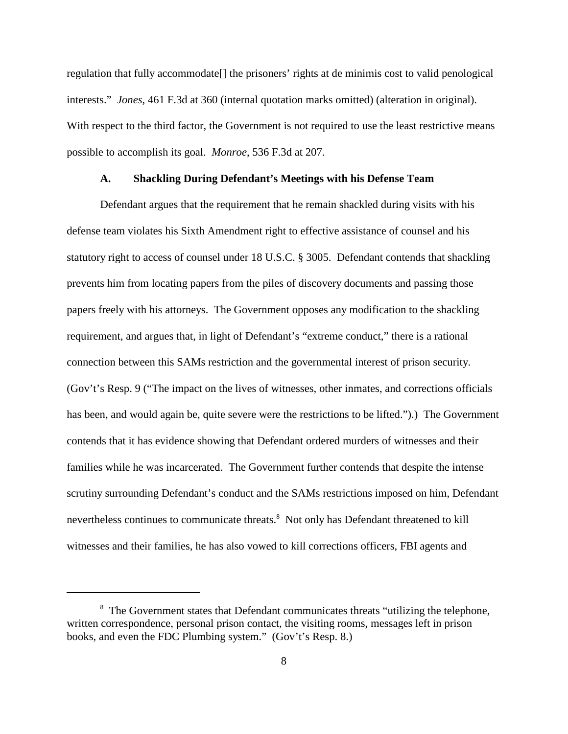regulation that fully accommodate[] the prisoners' rights at de minimis cost to valid penological interests." *Jones*, 461 F.3d at 360 (internal quotation marks omitted) (alteration in original). With respect to the third factor, the Government is not required to use the least restrictive means possible to accomplish its goal. *Monroe*, 536 F.3d at 207.

### A. Shackling During Defendant's Meetings with his Defense Team

Defendant argues that the requirement that he remain shackled during visits with his defense team violates his Sixth Amendment right to effective assistance of counsel and his statutory right to access of counsel under 18 U.S.C. § 3005. Defendant contends that shackling prevents him from locating papers from the piles of discovery documents and passing those papers freely with his attorneys. The Government opposes any modification to the shackling requirement, and argues that, in light of Defendant's "extreme conduct," there is a rational connection between this SAMs restriction and the governmental interest of prison security. (Gov't's Resp. 9 ("The impact on the lives of witnesses, other inmates, and corrections officials has been, and would again be, quite severe were the restrictions to be lifted.").) The Government contends that it has evidence showing that Defendant ordered murders of witnesses and their families while he was incarcerated. The Government further contends that despite the intense scrutiny surrounding Defendant's conduct and the SAMs restrictions imposed on him, Defendant nevertheless continues to communicate threats.[8] Not only has Defendant threatened to kill witnesses and their families, he has also vowed to kill corrections officers, FBI agents and

---

[8] The Government states that Defendant communicates threats "utilizing the telephone, written correspondence, personal prison contact, the visiting rooms, messages left in prison books, and even the FDC Plumbing system." (Gov't's Resp. 8.)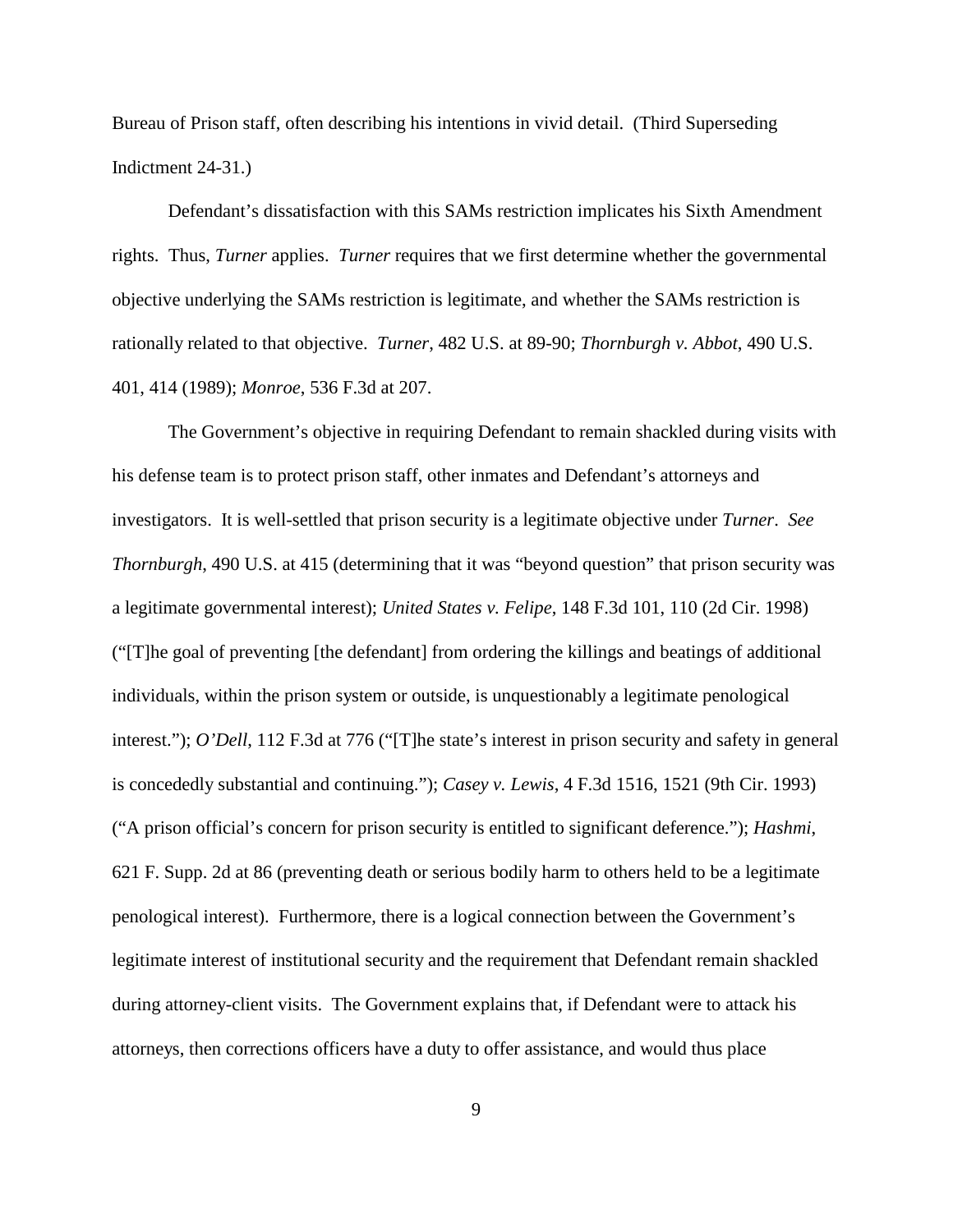Bureau of Prison staff, often describing his intentions in vivid detail. (Third Superseding Indictment 24-31.)

Defendant's dissatisfaction with this SAMs restriction implicates his Sixth Amendment rights. Thus, *Turner* applies. *Turner* requires that we first determine whether the governmental objective underlying the SAMs restriction is legitimate, and whether the SAMs restriction is rationally related to that objective. *Turner*, 482 U.S. at 89-90; *Thornburgh v. Abbot*, 490 U.S. 401, 414 (1989); *Monroe*, 536 F.3d at 207.

The Government's objective in requiring Defendant to remain shackled during visits with his defense team is to protect prison staff, other inmates and Defendant's attorneys and investigators. It is well-settled that prison security is a legitimate objective under *Turner*. *See Thornburgh*, 490 U.S. at 415 (determining that it was "beyond question" that prison security was a legitimate governmental interest); *United States v. Felipe*, 148 F.3d 101, 110 (2d Cir. 1998) ("[T]he goal of preventing [the defendant] from ordering the killings and beatings of additional individuals, within the prison system or outside, is unquestionably a legitimate penological interest."); *O'Dell*, 112 F.3d at 776 ("[T]he state's interest in prison security and safety in general is concededly substantial and continuing."); *Casey v. Lewis*, 4 F.3d 1516, 1521 (9th Cir. 1993) ("A prison official's concern for prison security is entitled to significant deference."); *Hashmi*, 621 F. Supp. 2d at 86 (preventing death or serious bodily harm to others held to be a legitimate penological interest). Furthermore, there is a logical connection between the Government's legitimate interest of institutional security and the requirement that Defendant remain shackled during attorney-client visits. The Government explains that, if Defendant were to attack his attorneys, then corrections officers have a duty to offer assistance, and would thus place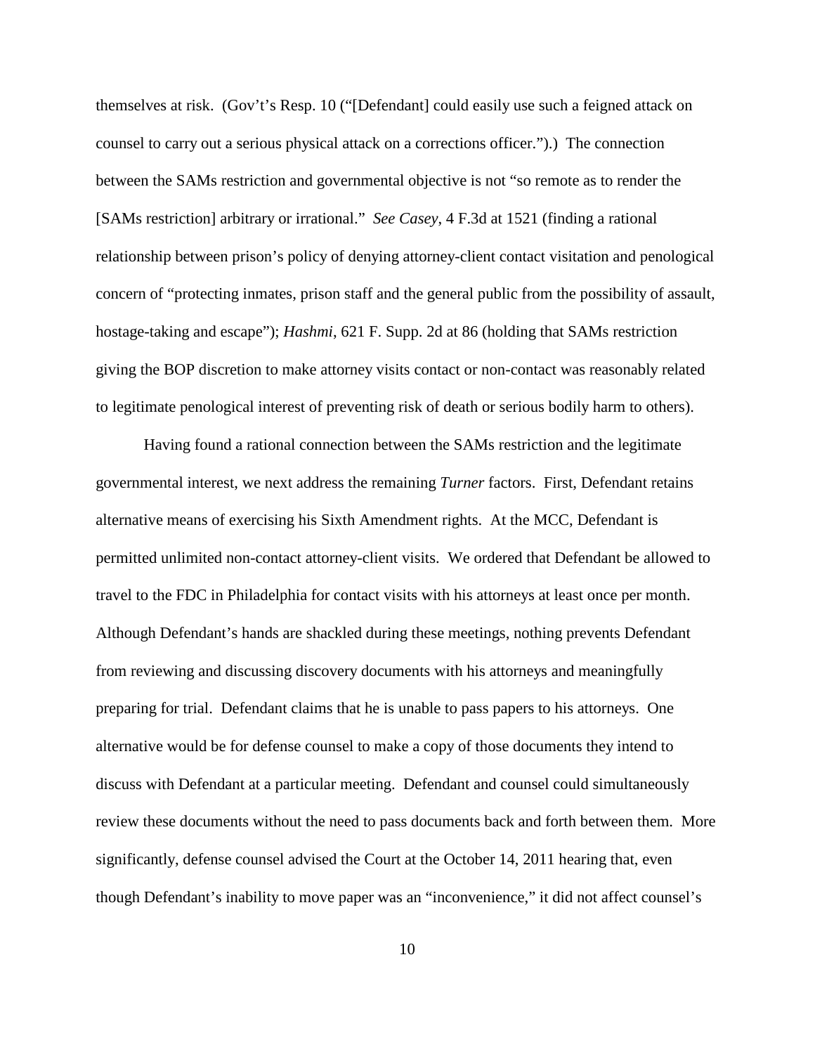themselves at risk. (Gov't's Resp. 10 ("[Defendant] could easily use such a feigned attack on counsel to carry out a serious physical attack on a corrections officer.").) The connection between the SAMs restriction and governmental objective is not "so remote as to render the [SAMs restriction] arbitrary or irrational." *See Casey*, 4 F.3d at 1521 (finding a rational relationship between prison's policy of denying attorney-client contact visitation and penological concern of "protecting inmates, prison staff and the general public from the possibility of assault, hostage-taking and escape"); *Hashmi*, 621 F. Supp. 2d at 86 (holding that SAMs restriction giving the BOP discretion to make attorney visits contact or non-contact was reasonably related to legitimate penological interest of preventing risk of death or serious bodily harm to others).

Having found a rational connection between the SAMs restriction and the legitimate governmental interest, we next address the remaining *Turner* factors. First, Defendant retains alternative means of exercising his Sixth Amendment rights. At the MCC, Defendant is permitted unlimited non-contact attorney-client visits. We ordered that Defendant be allowed to travel to the FDC in Philadelphia for contact visits with his attorneys at least once per month. Although Defendant's hands are shackled during these meetings, nothing prevents Defendant from reviewing and discussing discovery documents with his attorneys and meaningfully preparing for trial. Defendant claims that he is unable to pass papers to his attorneys. One alternative would be for defense counsel to make a copy of those documents they intend to discuss with Defendant at a particular meeting. Defendant and counsel could simultaneously review these documents without the need to pass documents back and forth between them. More significantly, defense counsel advised the Court at the October 14, 2011 hearing that, even though Defendant's inability to move paper was an "inconvenience," it did not affect counsel's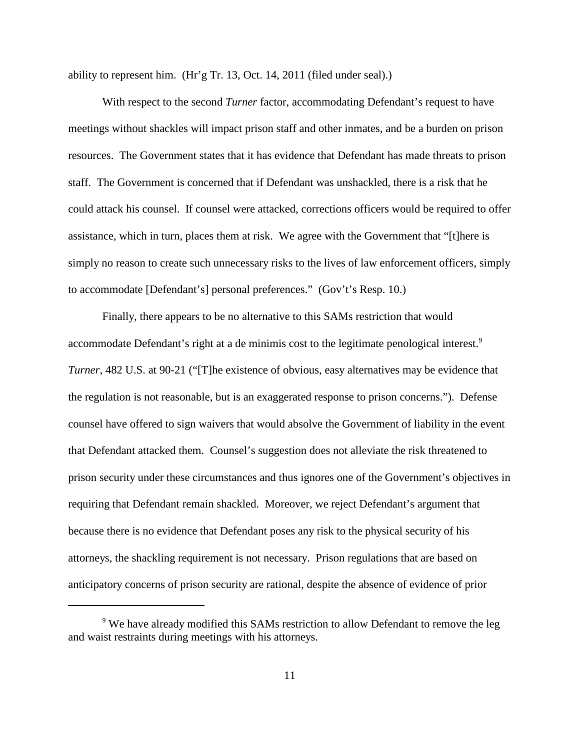ability to represent him. (Hr'g Tr. 13, Oct. 14, 2011 (filed under seal).)

With respect to the second *Turner* factor, accommodating Defendant's request to have meetings without shackles will impact prison staff and other inmates, and be a burden on prison resources. The Government states that it has evidence that Defendant has made threats to prison staff. The Government is concerned that if Defendant was unshackled, there is a risk that he could attack his counsel. If counsel were attacked, corrections officers would be required to offer assistance, which in turn, places them at risk. We agree with the Government that "[t]here is simply no reason to create such unnecessary risks to the lives of law enforcement officers, simply to accommodate [Defendant's] personal preferences." (Gov't's Resp. 10.)

Finally, there appears to be no alternative to this SAMs restriction that would accommodate Defendant's right at a de minimis cost to the legitimate penological interest.[9] *Turner*, 482 U.S. at 90-21 ("[T]he existence of obvious, easy alternatives may be evidence that the regulation is not reasonable, but is an exaggerated response to prison concerns."). Defense counsel have offered to sign waivers that would absolve the Government of liability in the event that Defendant attacked them. Counsel's suggestion does not alleviate the risk threatened to prison security under these circumstances and thus ignores one of the Government's objectives in requiring that Defendant remain shackled. Moreover, we reject Defendant's argument that because there is no evidence that Defendant poses any risk to the physical security of his attorneys, the shackling requirement is not necessary. Prison regulations that are based on anticipatory concerns of prison security are rational, despite the absence of evidence of prior

---

[9] We have already modified this SAMs restriction to allow Defendant to remove the leg and waist restraints during meetings with his attorneys.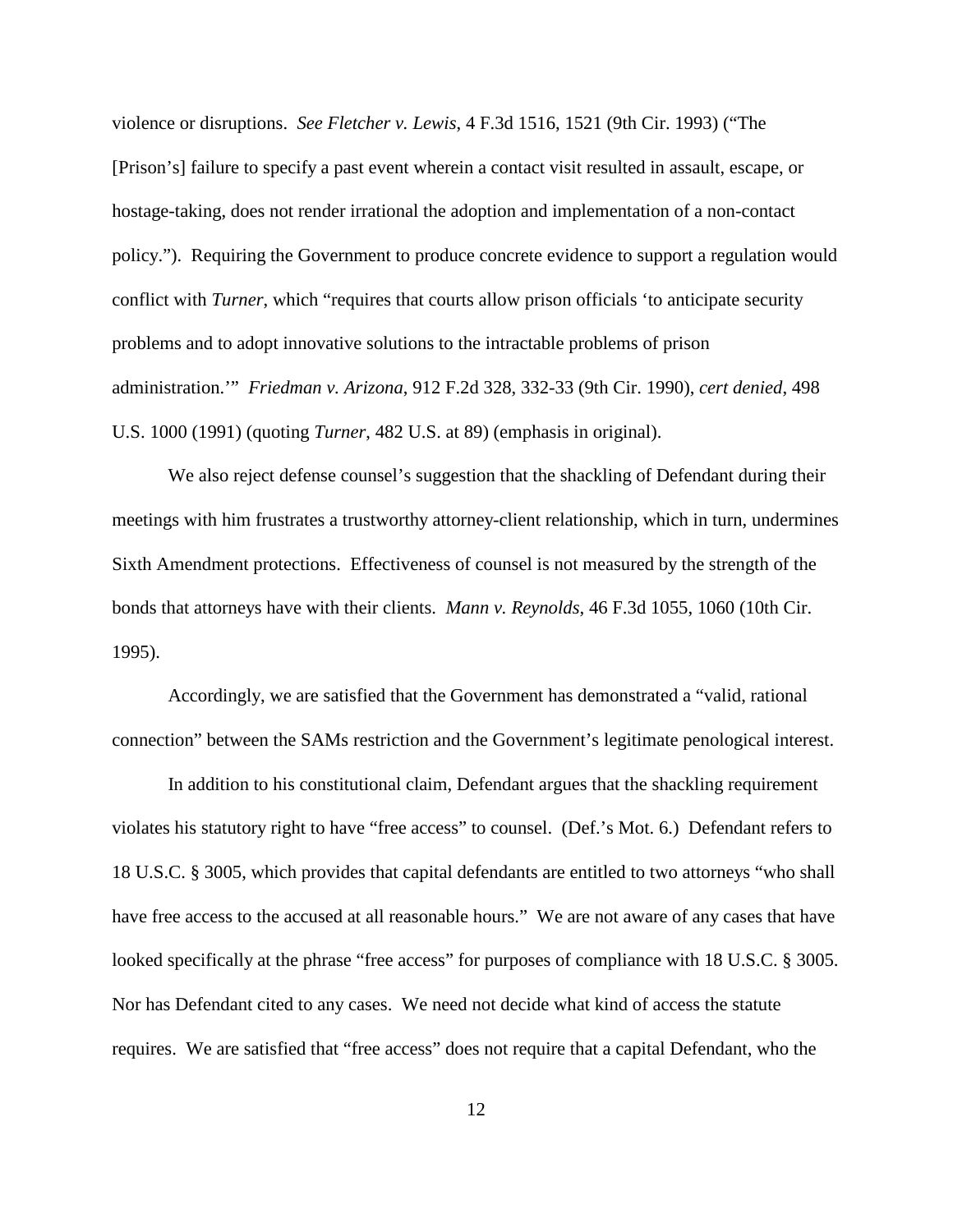violence or disruptions. *See Fletcher v. Lewis*, 4 F.3d 1516, 1521 (9th Cir. 1993) ("The [Prison's] failure to specify a past event wherein a contact visit resulted in assault, escape, or hostage-taking, does not render irrational the adoption and implementation of a non-contact policy."). Requiring the Government to produce concrete evidence to support a regulation would conflict with *Turner*, which "requires that courts allow prison officials 'to anticipate security problems and to adopt innovative solutions to the intractable problems of prison administration.'" *Friedman v. Arizona*, 912 F.2d 328, 332-33 (9th Cir. 1990), *cert denied*, 498 U.S. 1000 (1991) (quoting *Turner*, 482 U.S. at 89) (emphasis in original).

We also reject defense counsel's suggestion that the shackling of Defendant during their meetings with him frustrates a trustworthy attorney-client relationship, which in turn, undermines Sixth Amendment protections. Effectiveness of counsel is not measured by the strength of the bonds that attorneys have with their clients. *Mann v. Reynolds*, 46 F.3d 1055, 1060 (10th Cir. 1995).

Accordingly, we are satisfied that the Government has demonstrated a "valid, rational connection" between the SAMs restriction and the Government's legitimate penological interest.

In addition to his constitutional claim, Defendant argues that the shackling requirement violates his statutory right to have "free access" to counsel. (Def.'s Mot. 6.) Defendant refers to 18 U.S.C. § 3005, which provides that capital defendants are entitled to two attorneys "who shall have free access to the accused at all reasonable hours." We are not aware of any cases that have looked specifically at the phrase "free access" for purposes of compliance with 18 U.S.C. § 3005. Nor has Defendant cited to any cases. We need not decide what kind of access the statute requires. We are satisfied that "free access" does not require that a capital Defendant, who the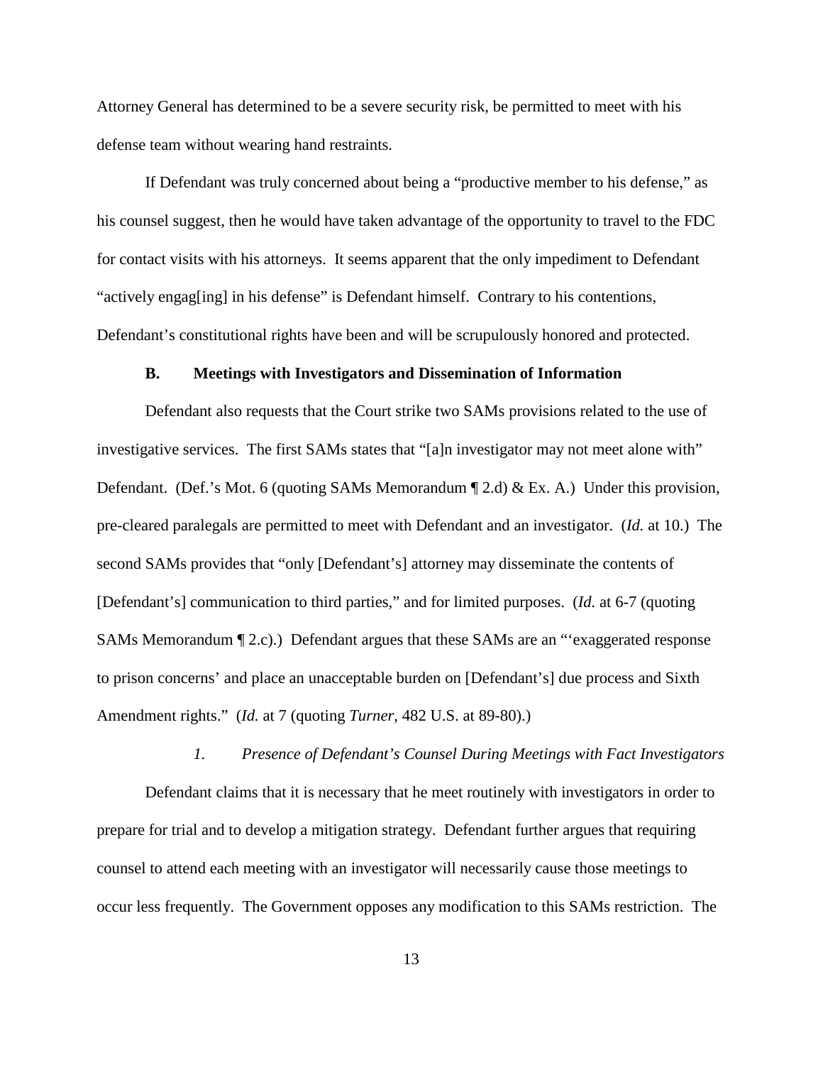Attorney General has determined to be a severe security risk, be permitted to meet with his defense team without wearing hand restraints.

If Defendant was truly concerned about being a "productive member to his defense," as his counsel suggest, then he would have taken advantage of the opportunity to travel to the FDC for contact visits with his attorneys. It seems apparent that the only impediment to Defendant "actively engag[ing] in his defense" is Defendant himself. Contrary to his contentions, Defendant's constitutional rights have been and will be scrupulously honored and protected.

### B. Meetings with Investigators and Dissemination of Information

Defendant also requests that the Court strike two SAMs provisions related to the use of investigative services. The first SAMs states that "[a]n investigator may not meet alone with" Defendant. (Def.'s Mot. 6 (quoting SAMs Memorandum ¶ 2.d) & Ex. A.) Under this provision, pre-cleared paralegals are permitted to meet with Defendant and an investigator. (*Id.* at 10.) The second SAMs provides that "only [Defendant's] attorney may disseminate the contents of [Defendant's] communication to third parties," and for limited purposes. (*Id.* at 6-7 (quoting SAMs Memorandum ¶ 2.c).) Defendant argues that these SAMs are an "'exaggerated response to prison concerns' and place an unacceptable burden on [Defendant's] due process and Sixth Amendment rights." (*Id.* at 7 (quoting *Turner*, 482 U.S. at 89-80).)

#### *1. Presence of Defendant's Counsel During Meetings with Fact Investigators*

Defendant claims that it is necessary that he meet routinely with investigators in order to prepare for trial and to develop a mitigation strategy. Defendant further argues that requiring counsel to attend each meeting with an investigator will necessarily cause those meetings to occur less frequently. The Government opposes any modification to this SAMs restriction. The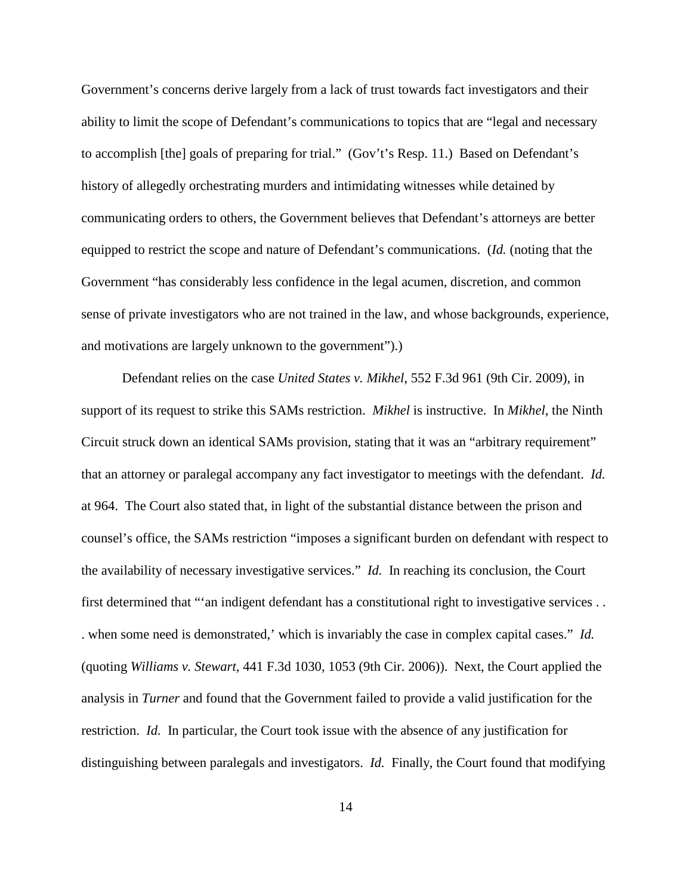Government's concerns derive largely from a lack of trust towards fact investigators and their ability to limit the scope of Defendant's communications to topics that are "legal and necessary to accomplish [the] goals of preparing for trial." (Gov't's Resp. 11.) Based on Defendant's history of allegedly orchestrating murders and intimidating witnesses while detained by communicating orders to others, the Government believes that Defendant's attorneys are better equipped to restrict the scope and nature of Defendant's communications. (*Id.* (noting that the Government "has considerably less confidence in the legal acumen, discretion, and common sense of private investigators who are not trained in the law, and whose backgrounds, experience, and motivations are largely unknown to the government").)

Defendant relies on the case *United States v. Mikhel*, 552 F.3d 961 (9th Cir. 2009), in support of its request to strike this SAMs restriction. *Mikhel* is instructive. In *Mikhel*, the Ninth Circuit struck down an identical SAMs provision, stating that it was an "arbitrary requirement" that an attorney or paralegal accompany any fact investigator to meetings with the defendant. *Id.* at 964. The Court also stated that, in light of the substantial distance between the prison and counsel's office, the SAMs restriction "imposes a significant burden on defendant with respect to the availability of necessary investigative services." *Id.* In reaching its conclusion, the Court first determined that "'an indigent defendant has a constitutional right to investigative services . . . when some need is demonstrated,' which is invariably the case in complex capital cases." *Id.* (quoting *Williams v. Stewart*, 441 F.3d 1030, 1053 (9th Cir. 2006)). Next, the Court applied the analysis in *Turner* and found that the Government failed to provide a valid justification for the restriction. *Id.* In particular, the Court took issue with the absence of any justification for distinguishing between paralegals and investigators. *Id.* Finally, the Court found that modifying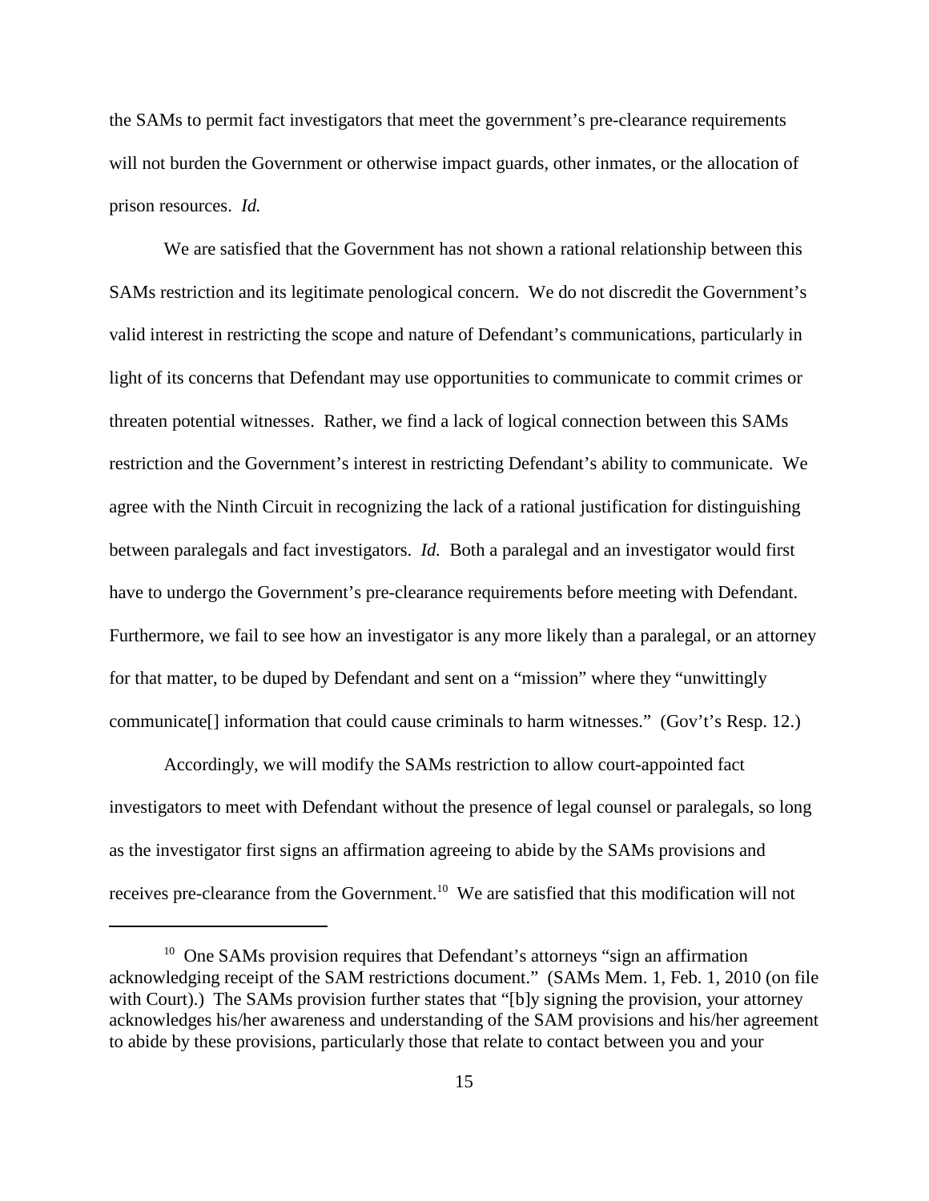the SAMs to permit fact investigators that meet the government's pre-clearance requirements will not burden the Government or otherwise impact guards, other inmates, or the allocation of prison resources. *Id.*

We are satisfied that the Government has not shown a rational relationship between this SAMs restriction and its legitimate penological concern. We do not discredit the Government's valid interest in restricting the scope and nature of Defendant's communications, particularly in light of its concerns that Defendant may use opportunities to communicate to commit crimes or threaten potential witnesses. Rather, we find a lack of logical connection between this SAMs restriction and the Government's interest in restricting Defendant's ability to communicate. We agree with the Ninth Circuit in recognizing the lack of a rational justification for distinguishing between paralegals and fact investigators. *Id.* Both a paralegal and an investigator would first have to undergo the Government's pre-clearance requirements before meeting with Defendant. Furthermore, we fail to see how an investigator is any more likely than a paralegal, or an attorney for that matter, to be duped by Defendant and sent on a "mission" where they "unwittingly communicate[] information that could cause criminals to harm witnesses." (Gov't's Resp. 12.)

Accordingly, we will modify the SAMs restriction to allow court-appointed fact investigators to meet with Defendant without the presence of legal counsel or paralegals, so long as the investigator first signs an affirmation agreeing to abide by the SAMs provisions and receives pre-clearance from the Government.[10] We are satisfied that this modification will not

[10] One SAMs provision requires that Defendant's attorneys "sign an affirmation acknowledging receipt of the SAM restrictions document." (SAMs Mem. 1, Feb. 1, 2010 (on file with Court).) The SAMs provision further states that "[b]y signing the provision, your attorney acknowledges his/her awareness and understanding of the SAM provisions and his/her agreement to abide by these provisions, particularly those that relate to contact between you and your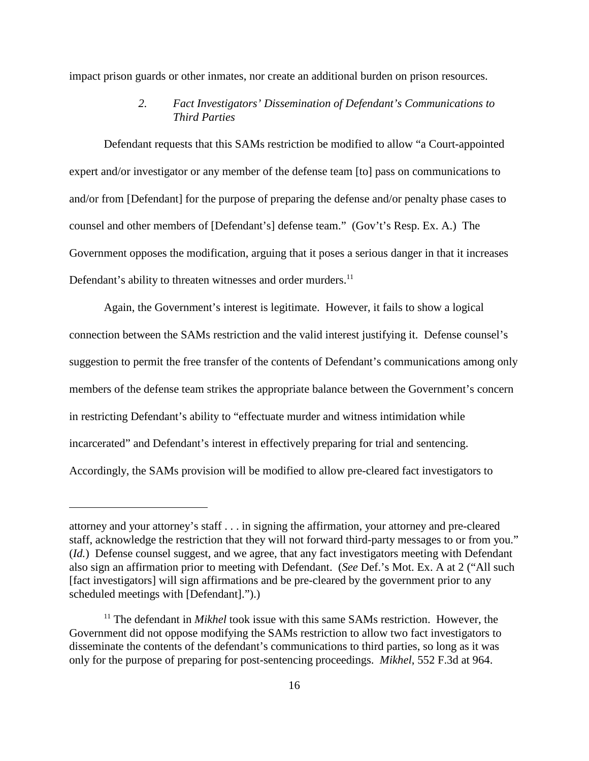impact prison guards or other inmates, nor create an additional burden on prison resources.

### *2. Fact Investigators' Dissemination of Defendant's Communications to Third Parties*

Defendant requests that this SAMs restriction be modified to allow "a Court-appointed expert and/or investigator or any member of the defense team [to] pass on communications to and/or from [Defendant] for the purpose of preparing the defense and/or penalty phase cases to counsel and other members of [Defendant's] defense team." (Gov't's Resp. Ex. A.) The Government opposes the modification, arguing that it poses a serious danger in that it increases Defendant's ability to threaten witnesses and order murders.[11]

Again, the Government's interest is legitimate. However, it fails to show a logical connection between the SAMs restriction and the valid interest justifying it. Defense counsel's suggestion to permit the free transfer of the contents of Defendant's communications among only members of the defense team strikes the appropriate balance between the Government's concern in restricting Defendant's ability to "effectuate murder and witness intimidation while incarcerated" and Defendant's interest in effectively preparing for trial and sentencing. Accordingly, the SAMs provision will be modified to allow pre-cleared fact investigators to

---

attorney and your attorney's staff . . . in signing the affirmation, your attorney and pre-cleared staff, acknowledge the restriction that they will not forward third-party messages to or from you." (*Id.*) Defense counsel suggest, and we agree, that any fact investigators meeting with Defendant also sign an affirmation prior to meeting with Defendant. (*See* Def.'s Mot. Ex. A at 2 ("All such [fact investigators] will sign affirmations and be pre-cleared by the government prior to any scheduled meetings with [Defendant].").)

[11] The defendant in *Mikhel* took issue with this same SAMs restriction. However, the Government did not oppose modifying the SAMs restriction to allow two fact investigators to disseminate the contents of the defendant's communications to third parties, so long as it was only for the purpose of preparing for post-sentencing proceedings. *Mikhel*, 552 F.3d at 964.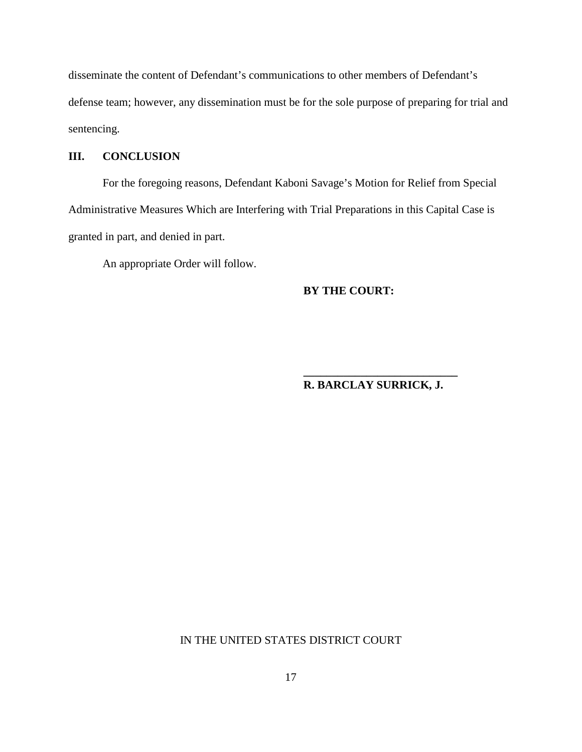disseminate the content of Defendant's communications to other members of Defendant's defense team; however, any dissemination must be for the sole purpose of preparing for trial and sentencing.

## III. CONCLUSION

For the foregoing reasons, Defendant Kaboni Savage's Motion for Relief from Special Administrative Measures Which are Interfering with Trial Preparations in this Capital Case is granted in part, and denied in part.

An appropriate Order will follow.

**BY THE COURT:**

**\_\_\_\_\_\_\_\_\_\_\_\_\_\_\_\_\_\_\_\_\_\_\_\_\_\_\_**
**R. BARCLAY SURRICK, J.**

IN THE UNITED STATES DISTRICT COURT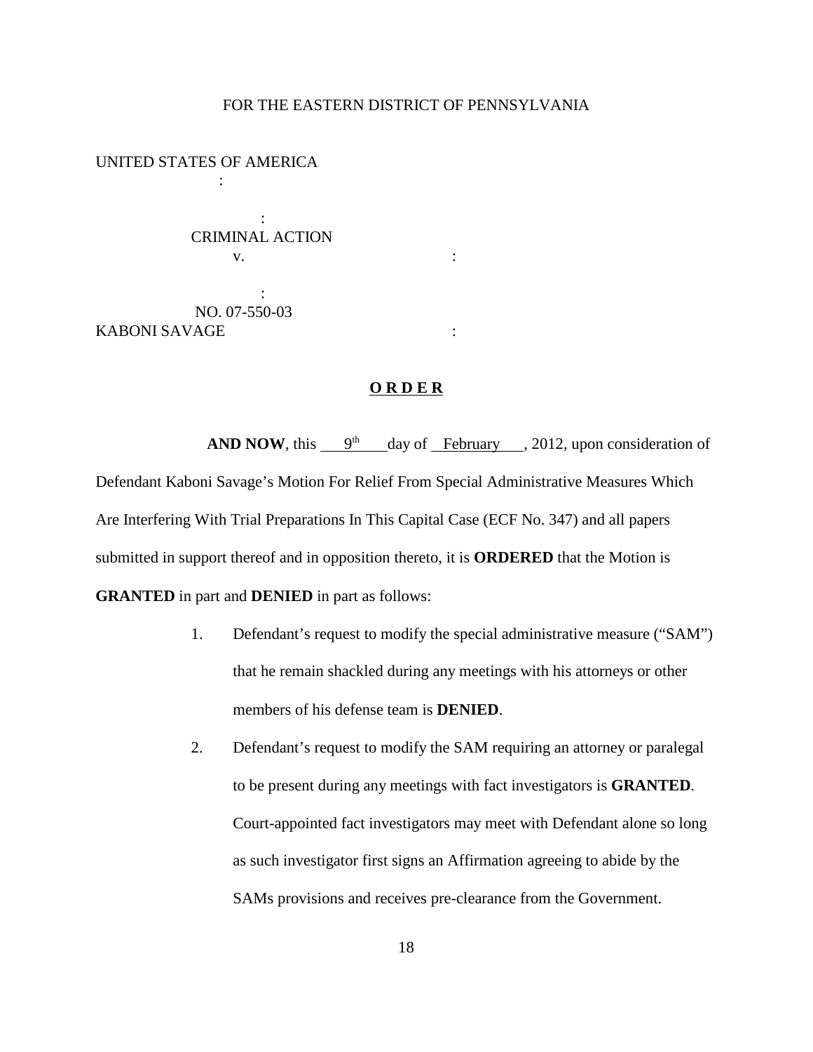FOR THE EASTERN DISTRICT OF PENNSYLVANIA

UNITED STATES OF AMERICA :
: CRIMINAL ACTION
v. :
: NO. 07-550-03
KABONI SAVAGE :

**O R D E R**

**AND NOW**, this 9th day of February, 2012, upon consideration of Defendant Kaboni Savage's Motion For Relief From Special Administrative Measures Which Are Interfering With Trial Preparations In This Capital Case (ECF No. 347) and all papers submitted in support thereof and in opposition thereto, it is **ORDERED** that the Motion is **GRANTED** in part and **DENIED** in part as follows:

1. Defendant's request to modify the special administrative measure ("SAM") that he remain shackled during any meetings with his attorneys or other members of his defense team is **DENIED**.

2. Defendant's request to modify the SAM requiring an attorney or paralegal to be present during any meetings with fact investigators is **GRANTED**. Court-appointed fact investigators may meet with Defendant alone so long as such investigator first signs an Affirmation agreeing to abide by the SAMs provisions and receives pre-clearance from the Government.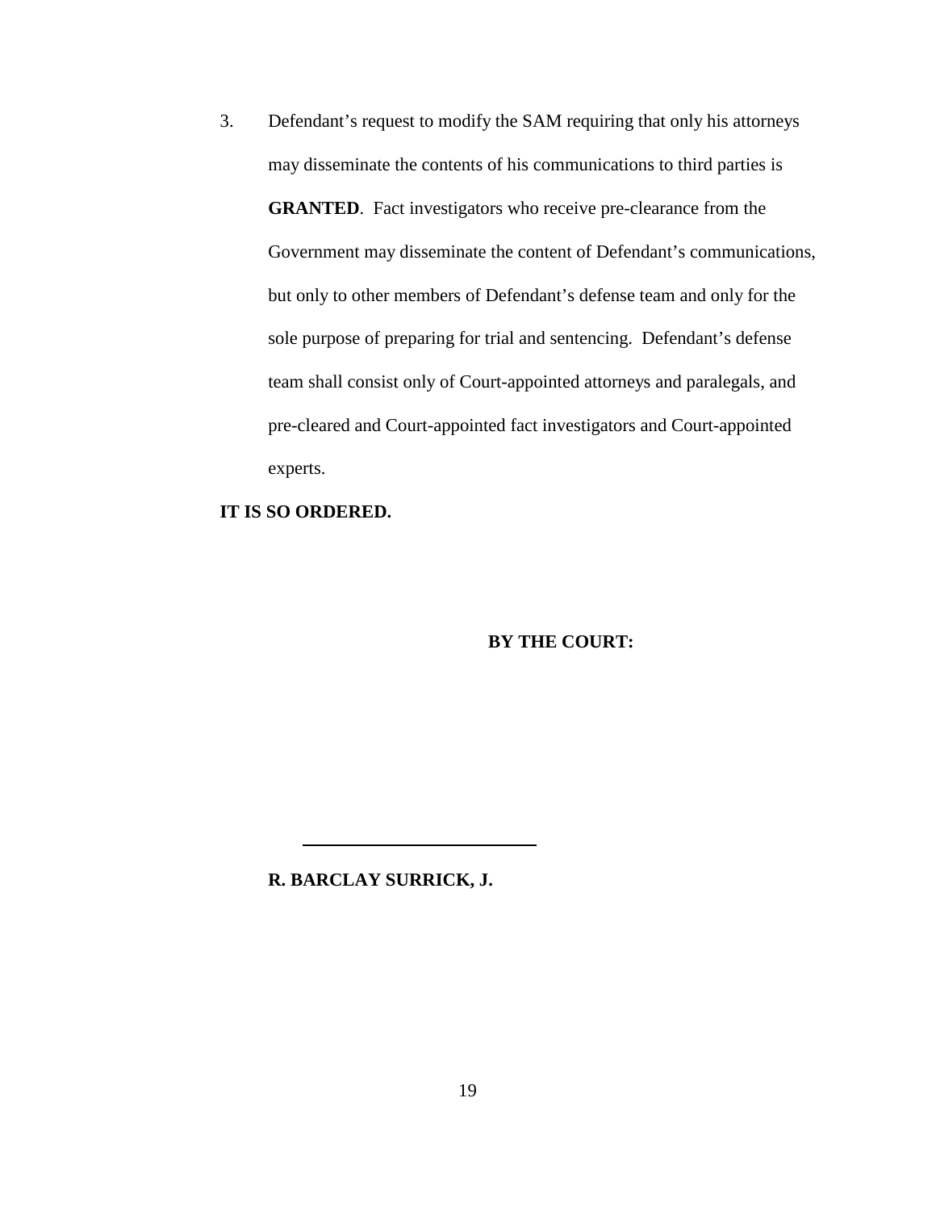3. Defendant’s request to modify the SAM requiring that only his attorneys may disseminate the contents of his communications to third parties is **GRANTED**. Fact investigators who receive pre-clearance from the Government may disseminate the content of Defendant’s communications, but only to other members of Defendant’s defense team and only for the sole purpose of preparing for trial and sentencing. Defendant’s defense team shall consist only of Court-appointed attorneys and paralegals, and pre-cleared and Court-appointed fact investigators and Court-appointed experts.

**IT IS SO ORDERED.**

**BY THE COURT:**

\_\_\_\_\_\_\_\_\_\_\_\_\_\_\_\_\_\_\_\_\_\_\_\_\_\_\_\_

**R. BARCLAY SURRICK, J.**